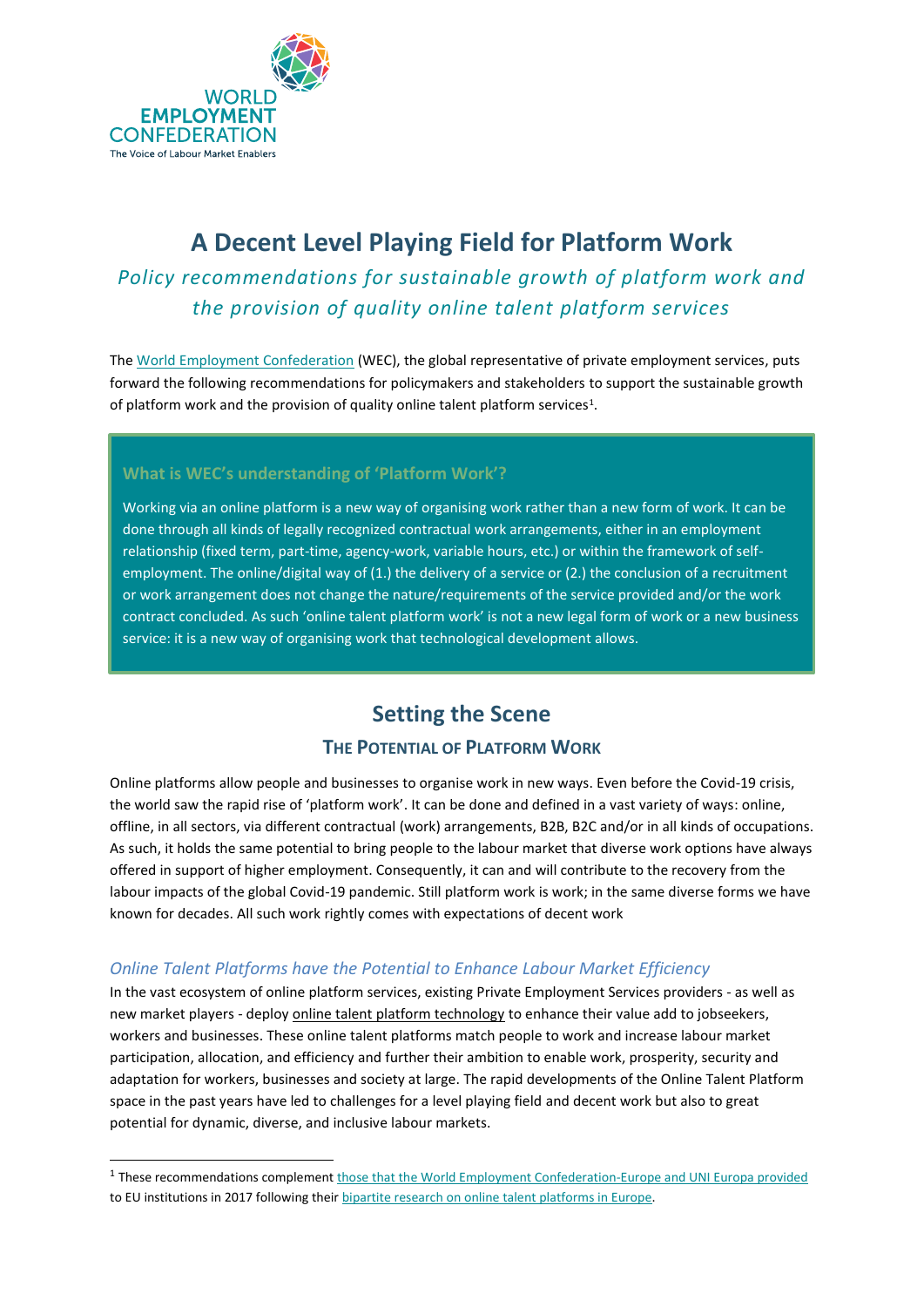WORLD EMPLOYMENT CONFEDERATION
The Voice of Labour Market Enablers

# A Decent Level Playing Field for Platform Work

*Policy recommendations for sustainable growth of platform work and the provision of quality online talent platform services*

The World Employment Confederation (WEC), the global representative of private employment services, puts forward the following recommendations for policymakers and stakeholders to support the sustainable growth of platform work and the provision of quality online talent platform services[1].

> **What is WEC's understanding of 'Platform Work'?**
>
> Working via an online platform is a new way of organising work rather than a new form of work. It can be done through all kinds of legally recognized contractual work arrangements, either in an employment relationship (fixed term, part-time, agency-work, variable hours, etc.) or within the framework of self-employment. The online/digital way of (1.) the delivery of a service or (2.) the conclusion of a recruitment or work arrangement does not change the nature/requirements of the service provided and/or the work contract concluded. As such 'online talent platform work' is not a new legal form of work or a new business service: it is a new way of organising work that technological development allows.

## Setting the Scene

### The Potential of Platform Work

Online platforms allow people and businesses to organise work in new ways. Even before the Covid-19 crisis, the world saw the rapid rise of 'platform work'. It can be done and defined in a vast variety of ways: online, offline, in all sectors, via different contractual (work) arrangements, B2B, B2C and/or in all kinds of occupations. As such, it holds the same potential to bring people to the labour market that diverse work options have always offered in support of higher employment. Consequently, it can and will contribute to the recovery from the labour impacts of the global Covid-19 pandemic. Still platform work is work; in the same diverse forms we have known for decades. All such work rightly comes with expectations of decent work

#### *Online Talent Platforms have the Potential to Enhance Labour Market Efficiency*

In the vast ecosystem of online platform services, existing Private Employment Services providers - as well as new market players - deploy online talent platform technology to enhance their value add to jobseekers, workers and businesses. These online talent platforms match people to work and increase labour market participation, allocation, and efficiency and further their ambition to enable work, prosperity, security and adaptation for workers, businesses and society at large. The rapid developments of the Online Talent Platform space in the past years have led to challenges for a level playing field and decent work but also to great potential for dynamic, diverse, and inclusive labour markets.

---

[1] These recommendations complement those that the World Employment Confederation-Europe and UNI Europa provided to EU institutions in 2017 following their bipartite research on online talent platforms in Europe.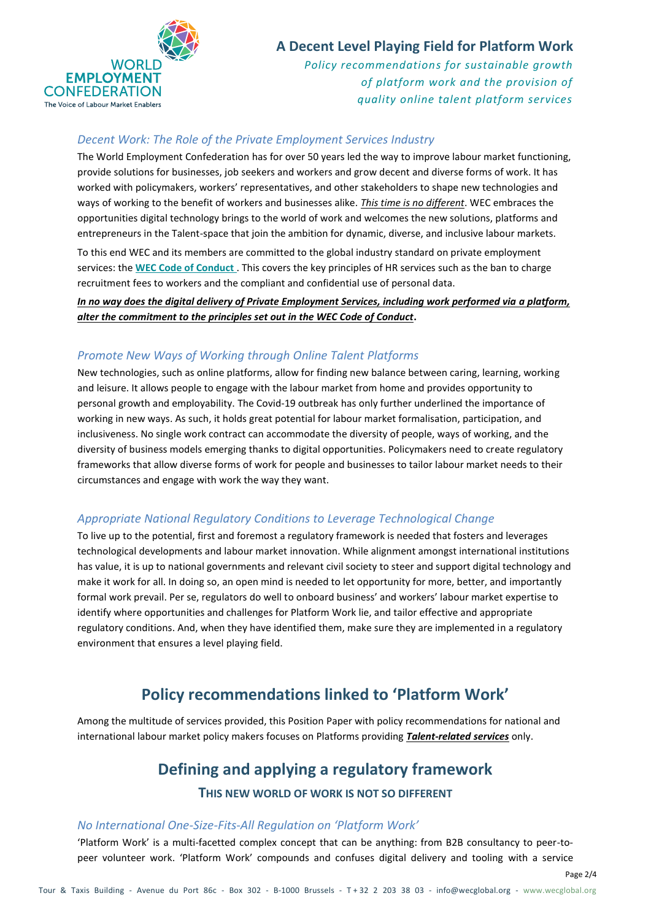### *Decent Work: The Role of the Private Employment Services Industry*

The World Employment Confederation has for over 50 years led the way to improve labour market functioning, provide solutions for businesses, job seekers and workers and grow decent and diverse forms of work. It has worked with policymakers, workers' representatives, and other stakeholders to shape new technologies and ways of working to the benefit of workers and businesses alike. ***This time is no different***. WEC embraces the opportunities digital technology brings to the world of work and welcomes the new solutions, platforms and entrepreneurs in the Talent-space that join the ambition for dynamic, diverse, and inclusive labour markets.

To this end WEC and its members are committed to the global industry standard on private employment services: the **WEC Code of Conduct** . This covers the key principles of HR services such as the ban to charge recruitment fees to workers and the compliant and confidential use of personal data.

***In no way does the digital delivery of Private Employment Services, including work performed via a platform, alter the commitment to the principles set out in the WEC Code of Conduct*.**

### *Promote New Ways of Working through Online Talent Platforms*

New technologies, such as online platforms, allow for finding new balance between caring, learning, working and leisure. It allows people to engage with the labour market from home and provides opportunity to personal growth and employability. The Covid-19 outbreak has only further underlined the importance of working in new ways. As such, it holds great potential for labour market formalisation, participation, and inclusiveness. No single work contract can accommodate the diversity of people, ways of working, and the diversity of business models emerging thanks to digital opportunities. Policymakers need to create regulatory frameworks that allow diverse forms of work for people and businesses to tailor labour market needs to their circumstances and engage with work the way they want.

### *Appropriate National Regulatory Conditions to Leverage Technological Change*

To live up to the potential, first and foremost a regulatory framework is needed that fosters and leverages technological developments and labour market innovation. While alignment amongst international institutions has value, it is up to national governments and relevant civil society to steer and support digital technology and make it work for all. In doing so, an open mind is needed to let opportunity for more, better, and importantly formal work prevail. Per se, regulators do well to onboard business' and workers' labour market expertise to identify where opportunities and challenges for Platform Work lie, and tailor effective and appropriate regulatory conditions. And, when they have identified them, make sure they are implemented in a regulatory environment that ensures a level playing field.

## Policy recommendations linked to 'Platform Work'

Among the multitude of services provided, this Position Paper with policy recommendations for national and international labour market policy makers focuses on Platforms providing ***Talent-related services*** only.

## Defining and applying a regulatory framework

**THIS NEW WORLD OF WORK IS NOT SO DIFFERENT**

### *No International One-Size-Fits-All Regulation on 'Platform Work'*

'Platform Work' is a multi-facetted complex concept that can be anything: from B2B consultancy to peer-to-peer volunteer work. 'Platform Work' compounds and confuses digital delivery and tooling with a service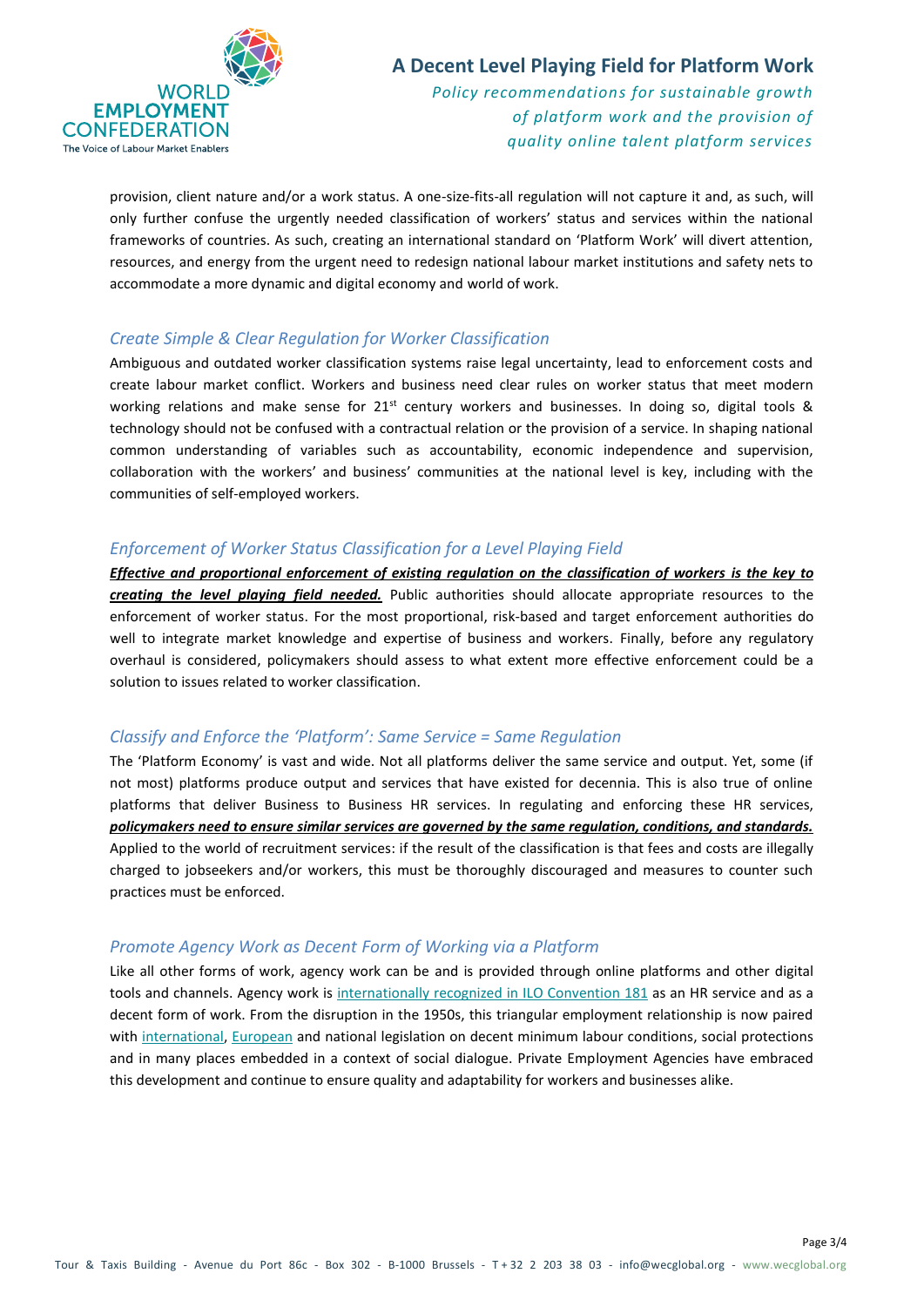provision, client nature and/or a work status. A one-size-fits-all regulation will not capture it and, as such, will only further confuse the urgently needed classification of workers' status and services within the national frameworks of countries. As such, creating an international standard on 'Platform Work' will divert attention, resources, and energy from the urgent need to redesign national labour market institutions and safety nets to accommodate a more dynamic and digital economy and world of work.

### *Create Simple & Clear Regulation for Worker Classification*

Ambiguous and outdated worker classification systems raise legal uncertainty, lead to enforcement costs and create labour market conflict. Workers and business need clear rules on worker status that meet modern working relations and make sense for 21st century workers and businesses. In doing so, digital tools & technology should not be confused with a contractual relation or the provision of a service. In shaping national common understanding of variables such as accountability, economic independence and supervision, collaboration with the workers' and business' communities at the national level is key, including with the communities of self-employed workers.

### *Enforcement of Worker Status Classification for a Level Playing Field*

***Effective and proportional enforcement of existing regulation on the classification of workers is the key to creating the level playing field needed.*** Public authorities should allocate appropriate resources to the enforcement of worker status. For the most proportional, risk-based and target enforcement authorities do well to integrate market knowledge and expertise of business and workers. Finally, before any regulatory overhaul is considered, policymakers should assess to what extent more effective enforcement could be a solution to issues related to worker classification.

### *Classify and Enforce the 'Platform': Same Service = Same Regulation*

The 'Platform Economy' is vast and wide. Not all platforms deliver the same service and output. Yet, some (if not most) platforms produce output and services that have existed for decennia. This is also true of online platforms that deliver Business to Business HR services. In regulating and enforcing these HR services, ***policymakers need to ensure similar services are governed by the same regulation, conditions, and standards.*** Applied to the world of recruitment services: if the result of the classification is that fees and costs are illegally charged to jobseekers and/or workers, this must be thoroughly discouraged and measures to counter such practices must be enforced.

### *Promote Agency Work as Decent Form of Working via a Platform*

Like all other forms of work, agency work can be and is provided through online platforms and other digital tools and channels. Agency work is internationally recognized in ILO Convention 181 as an HR service and as a decent form of work. From the disruption in the 1950s, this triangular employment relationship is now paired with international, European and national legislation on decent minimum labour conditions, social protections and in many places embedded in a context of social dialogue. Private Employment Agencies have embraced this development and continue to ensure quality and adaptability for workers and businesses alike.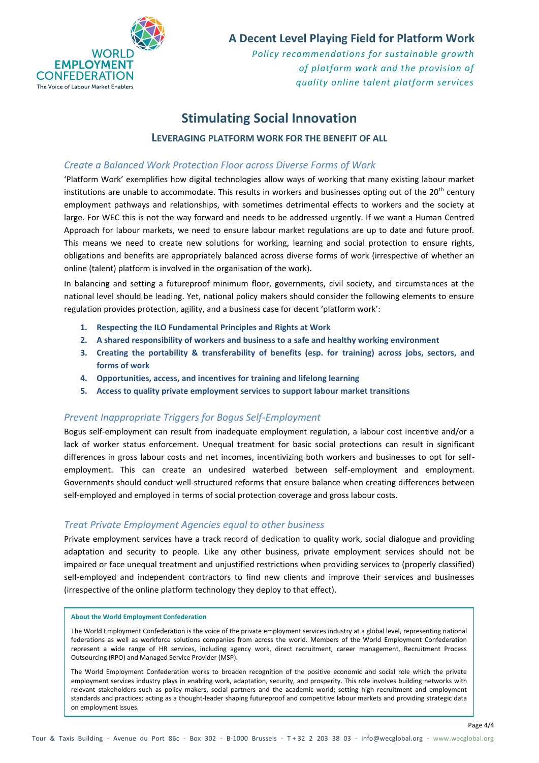# Stimulating Social Innovation

## Leveraging platform work for the benefit of all

### *Create a Balanced Work Protection Floor across Diverse Forms of Work*

'Platform Work' exemplifies how digital technologies allow ways of working that many existing labour market institutions are unable to accommodate. This results in workers and businesses opting out of the 20th century employment pathways and relationships, with sometimes detrimental effects to workers and the society at large. For WEC this is not the way forward and needs to be addressed urgently. If we want a Human Centred Approach for labour markets, we need to ensure labour market regulations are up to date and future proof. This means we need to create new solutions for working, learning and social protection to ensure rights, obligations and benefits are appropriately balanced across diverse forms of work (irrespective of whether an online (talent) platform is involved in the organisation of the work).

In balancing and setting a futureproof minimum floor, governments, civil society, and circumstances at the national level should be leading. Yet, national policy makers should consider the following elements to ensure regulation provides protection, agility, and a business case for decent 'platform work':

1. **Respecting the ILO Fundamental Principles and Rights at Work**
2. **A shared responsibility of workers and business to a safe and healthy working environment**
3. **Creating the portability & transferability of benefits (esp. for training) across jobs, sectors, and forms of work**
4. **Opportunities, access, and incentives for training and lifelong learning**
5. **Access to quality private employment services to support labour market transitions**

### *Prevent Inappropriate Triggers for Bogus Self-Employment*

Bogus self-employment can result from inadequate employment regulation, a labour cost incentive and/or a lack of worker status enforcement. Unequal treatment for basic social protections can result in significant differences in gross labour costs and net incomes, incentivizing both workers and businesses to opt for self-employment. This can create an undesired waterbed between self-employment and employment. Governments should conduct well-structured reforms that ensure balance when creating differences between self-employed and employed in terms of social protection coverage and gross labour costs.

### *Treat Private Employment Agencies equal to other business*

Private employment services have a track record of dedication to quality work, social dialogue and providing adaptation and security to people. Like any other business, private employment services should not be impaired or face unequal treatment and unjustified restrictions when providing services to (properly classified) self-employed and independent contractors to find new clients and improve their services and businesses (irrespective of the online platform technology they deploy to that effect).

**About the World Employment Confederation**

The World Employment Confederation is the voice of the private employment services industry at a global level, representing national federations as well as workforce solutions companies from across the world. Members of the World Employment Confederation represent a wide range of HR services, including agency work, direct recruitment, career management, Recruitment Process Outsourcing (RPO) and Managed Service Provider (MSP).

The World Employment Confederation works to broaden recognition of the positive economic and social role which the private employment services industry plays in enabling work, adaptation, security, and prosperity. This role involves building networks with relevant stakeholders such as policy makers, social partners and the academic world; setting high recruitment and employment standards and practices; acting as a thought-leader shaping futureproof and competitive labour markets and providing strategic data on employment issues.

Tour & Taxis Building - Avenue du Port 86c - Box 302 - B-1000 Brussels - T + 32 2 203 38 03 - info@wecglobal.org - www.wecglobal.org